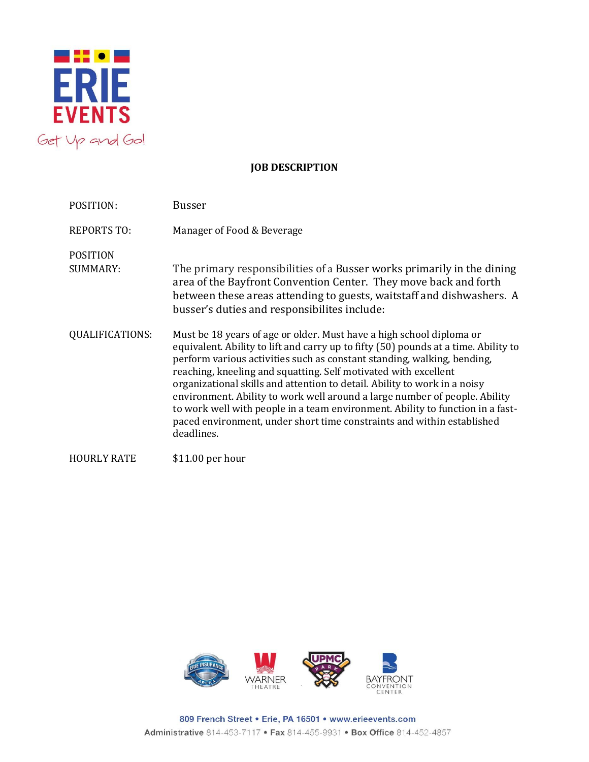ERIE EVENTS

Get Up and Go!

# JOB DESCRIPTION

**POSITION:** Busser

**REPORTS TO:** Manager of Food & Beverage

**POSITION SUMMARY:** The primary responsibilities of a Busser works primarily in the dining area of the Bayfront Convention Center. They move back and forth between these areas attending to guests, waitstaff and dishwashers. A busser's duties and responsibilites include:

**QUALIFICATIONS:** Must be 18 years of age or older. Must have a high school diploma or equivalent. Ability to lift and carry up to fifty (50) pounds at a time. Ability to perform various activities such as constant standing, walking, bending, reaching, kneeling and squatting. Self motivated with excellent organizational skills and attention to detail. Ability to work in a noisy environment. Ability to work well around a large number of people. Ability to work well with people in a team environment. Ability to function in a fast-paced environment, under short time constraints and within established deadlines.

**HOURLY RATE** $11.00 per hour

809 French Street • Erie, PA 16501 • www.erieevents.com

Administrative 814-453-7117 • Fax 814-455-9931 • Box Office 814-452-4857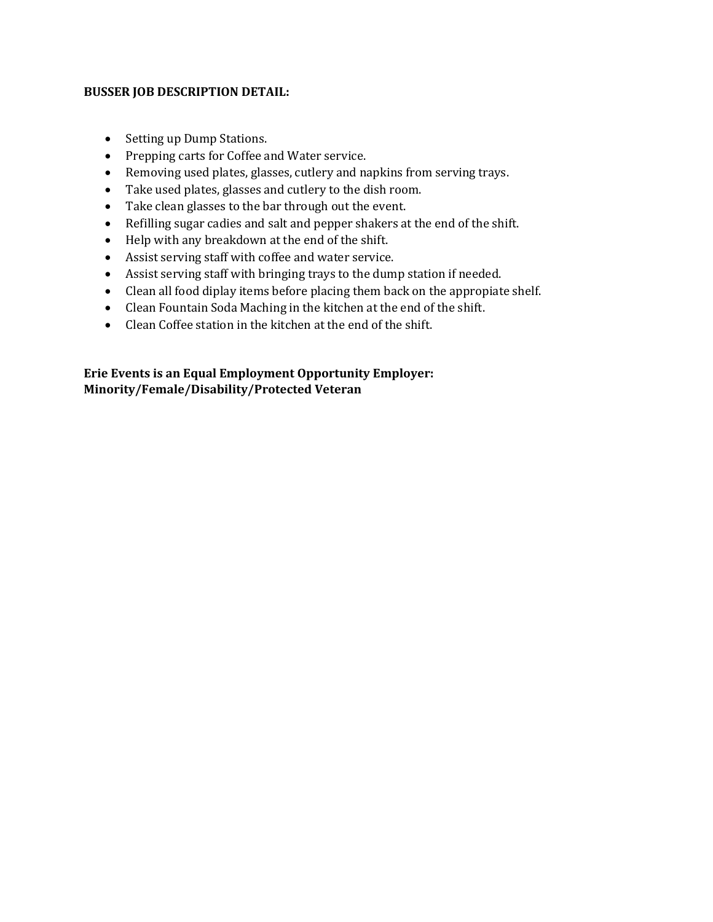**BUSSER JOB DESCRIPTION DETAIL:**

- Setting up Dump Stations.
- Prepping carts for Coffee and Water service.
- Removing used plates, glasses, cutlery and napkins from serving trays.
- Take used plates, glasses and cutlery to the dish room.
- Take clean glasses to the bar through out the event.
- Refilling sugar cadies and salt and pepper shakers at the end of the shift.
- Help with any breakdown at the end of the shift.
- Assist serving staff with coffee and water service.
- Assist serving staff with bringing trays to the dump station if needed.
- Clean all food diplay items before placing them back on the appropiate shelf.
- Clean Fountain Soda Maching in the kitchen at the end of the shift.
- Clean Coffee station in the kitchen at the end of the shift.

**Erie Events is an Equal Employment Opportunity Employer:**
**Minority/Female/Disability/Protected Veteran**